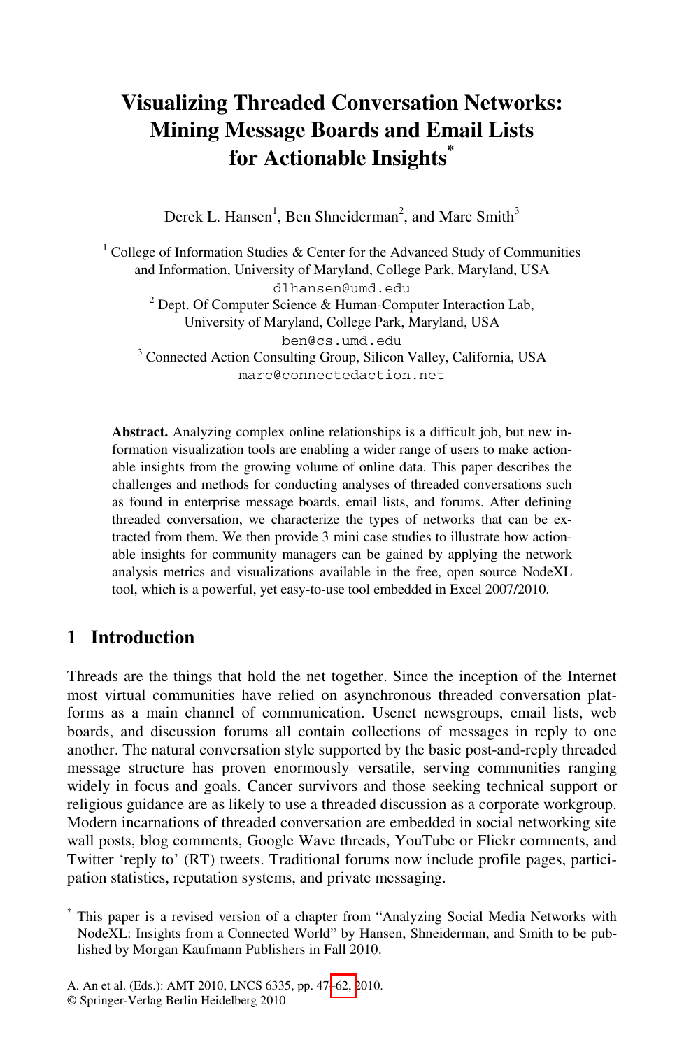# Visualizing Threaded Conversation Networks: Mining Message Boards and Email Lists for Actionable Insights[*]

Derek L. Hansen[1], Ben Shneiderman[2], and Marc Smith[3]

[1] College of Information Studies & Center for the Advanced Study of Communities and Information, University of Maryland, College Park, Maryland, USA
dlhansen@umd.edu

[2] Dept. Of Computer Science & Human-Computer Interaction Lab, University of Maryland, College Park, Maryland, USA
ben@cs.umd.edu

[3] Connected Action Consulting Group, Silicon Valley, California, USA
marc@connectedaction.net

**Abstract.** Analyzing complex online relationships is a difficult job, but new information visualization tools are enabling a wider range of users to make actionable insights from the growing volume of online data. This paper describes the challenges and methods for conducting analyses of threaded conversations such as found in enterprise message boards, email lists, and forums. After defining threaded conversation, we characterize the types of networks that can be extracted from them. We then provide 3 mini case studies to illustrate how actionable insights for community managers can be gained by applying the network analysis metrics and visualizations available in the free, open source NodeXL tool, which is a powerful, yet easy-to-use tool embedded in Excel 2007/2010.

## 1 Introduction

Threads are the things that hold the net together. Since the inception of the Internet most virtual communities have relied on asynchronous threaded conversation platforms as a main channel of communication. Usenet newsgroups, email lists, web boards, and discussion forums all contain collections of messages in reply to one another. The natural conversation style supported by the basic post-and-reply threaded message structure has proven enormously versatile, serving communities ranging widely in focus and goals. Cancer survivors and those seeking technical support or religious guidance are as likely to use a threaded discussion as a corporate workgroup. Modern incarnations of threaded conversation are embedded in social networking site wall posts, blog comments, Google Wave threads, YouTube or Flickr comments, and Twitter 'reply to' (RT) tweets. Traditional forums now include profile pages, participation statistics, reputation systems, and private messaging.

[*] This paper is a revised version of a chapter from "Analyzing Social Media Networks with NodeXL: Insights from a Connected World" by Hansen, Shneiderman, and Smith to be published by Morgan Kaufmann Publishers in Fall 2010.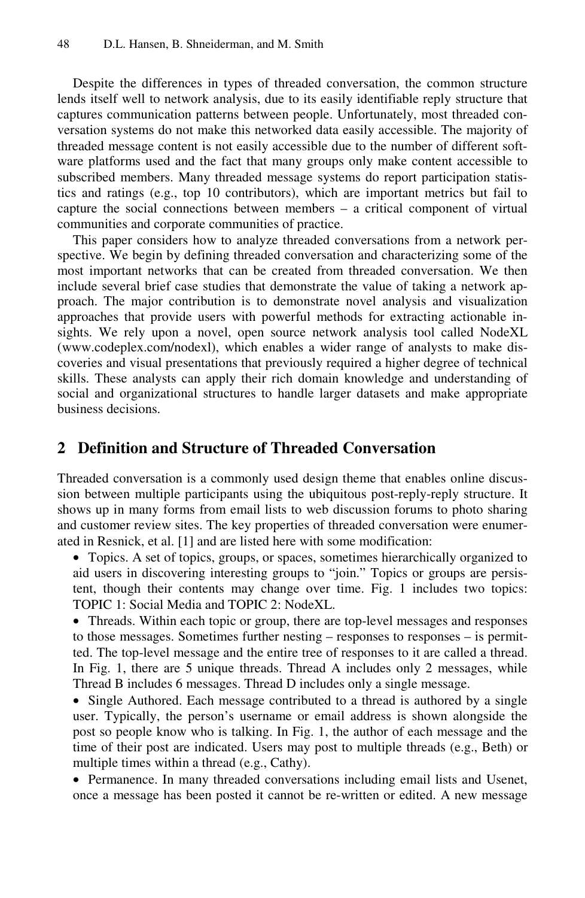Despite the differences in types of threaded conversation, the common structure lends itself well to network analysis, due to its easily identifiable reply structure that captures communication patterns between people. Unfortunately, most threaded conversation systems do not make this networked data easily accessible. The majority of threaded message content is not easily accessible due to the number of different software platforms used and the fact that many groups only make content accessible to subscribed members. Many threaded message systems do report participation statistics and ratings (e.g., top 10 contributors), which are important metrics but fail to capture the social connections between members – a critical component of virtual communities and corporate communities of practice.

This paper considers how to analyze threaded conversations from a network perspective. We begin by defining threaded conversation and characterizing some of the most important networks that can be created from threaded conversation. We then include several brief case studies that demonstrate the value of taking a network approach. The major contribution is to demonstrate novel analysis and visualization approaches that provide users with powerful methods for extracting actionable insights. We rely upon a novel, open source network analysis tool called NodeXL (www.codeplex.com/nodexl), which enables a wider range of analysts to make discoveries and visual presentations that previously required a higher degree of technical skills. These analysts can apply their rich domain knowledge and understanding of social and organizational structures to handle larger datasets and make appropriate business decisions.

## 2 Definition and Structure of Threaded Conversation

Threaded conversation is a commonly used design theme that enables online discussion between multiple participants using the ubiquitous post-reply-reply structure. It shows up in many forms from email lists to web discussion forums to photo sharing and customer review sites. The key properties of threaded conversation were enumerated in Resnick, et al. [1] and are listed here with some modification:

- Topics. A set of topics, groups, or spaces, sometimes hierarchically organized to aid users in discovering interesting groups to "join." Topics or groups are persistent, though their contents may change over time. Fig. 1 includes two topics: TOPIC 1: Social Media and TOPIC 2: NodeXL.
- Threads. Within each topic or group, there are top-level messages and responses to those messages. Sometimes further nesting – responses to responses – is permitted. The top-level message and the entire tree of responses to it are called a thread. In Fig. 1, there are 5 unique threads. Thread A includes only 2 messages, while Thread B includes 6 messages. Thread D includes only a single message.
- Single Authored. Each message contributed to a thread is authored by a single user. Typically, the person's username or email address is shown alongside the post so people know who is talking. In Fig. 1, the author of each message and the time of their post are indicated. Users may post to multiple threads (e.g., Beth) or multiple times within a thread (e.g., Cathy).
- Permanence. In many threaded conversations including email lists and Usenet, once a message has been posted it cannot be re-written or edited. A new message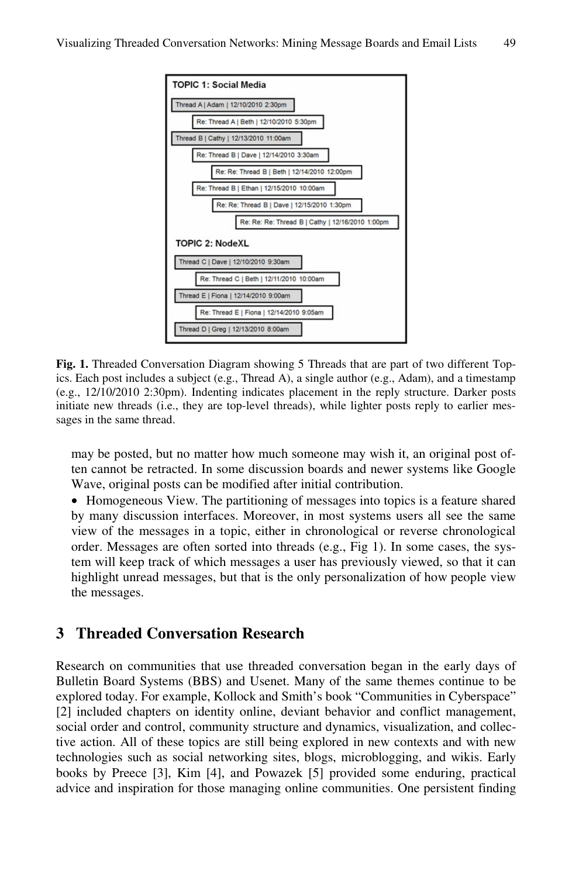**TOPIC 1: Social Media**

- Thread A | Adam | 12/10/2010 2:30pm
  - Re: Thread A | Beth | 12/10/2010 5:30pm
- Thread B | Cathy | 12/13/2010 11:00am
  - Re: Thread B | Dave | 12/14/2010 3:30am
    - Re: Re: Thread B | Beth | 12/14/2010 12:00pm
  - Re: Thread B | Ethan | 12/15/2010 10:00am
    - Re: Re: Thread B | Dave | 12/15/2010 1:30pm
      - Re: Re: Re: Thread B | Cathy | 12/16/2010 1:00pm

**TOPIC 2: NodeXL**

- Thread C | Dave | 12/10/2010 9:30am
  - Re: Thread C | Beth | 12/11/2010 10:00am
- Thread E | Fiona | 12/14/2010 9:00am
  - Re: Thread E | Fiona | 12/14/2010 9:05am
- Thread D | Greg | 12/13/2010 8:00am

**Fig. 1.** Threaded Conversation Diagram showing 5 Threads that are part of two different Topics. Each post includes a subject (e.g., Thread A), a single author (e.g., Adam), and a timestamp (e.g., 12/10/2010 2:30pm). Indenting indicates placement in the reply structure. Darker posts initiate new threads (i.e., they are top-level threads), while lighter posts reply to earlier messages in the same thread.

may be posted, but no matter how much someone may wish it, an original post often cannot be retracted. In some discussion boards and newer systems like Google Wave, original posts can be modified after initial contribution.

- Homogeneous View. The partitioning of messages into topics is a feature shared by many discussion interfaces. Moreover, in most systems users all see the same view of the messages in a topic, either in chronological or reverse chronological order. Messages are often sorted into threads (e.g., Fig 1). In some cases, the system will keep track of which messages a user has previously viewed, so that it can highlight unread messages, but that is the only personalization of how people view the messages.

## 3 Threaded Conversation Research

Research on communities that use threaded conversation began in the early days of Bulletin Board Systems (BBS) and Usenet. Many of the same themes continue to be explored today. For example, Kollock and Smith's book "Communities in Cyberspace" [2] included chapters on identity online, deviant behavior and conflict management, social order and control, community structure and dynamics, visualization, and collective action. All of these topics are still being explored in new contexts and with new technologies such as social networking sites, blogs, microblogging, and wikis. Early books by Preece [3], Kim [4], and Powazek [5] provided some enduring, practical advice and inspiration for those managing online communities. One persistent finding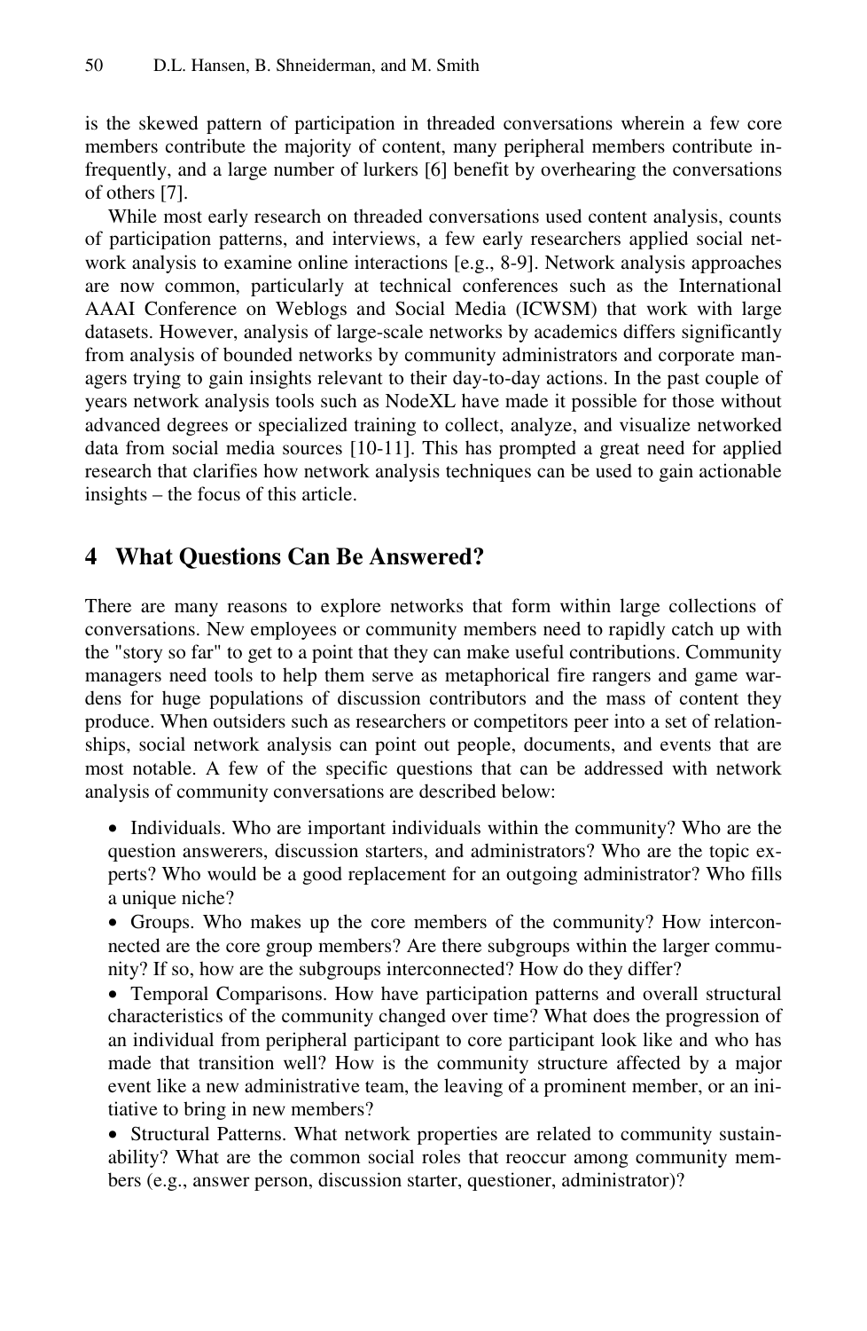is the skewed pattern of participation in threaded conversations wherein a few core members contribute the majority of content, many peripheral members contribute infrequently, and a large number of lurkers [6] benefit by overhearing the conversations of others [7].

While most early research on threaded conversations used content analysis, counts of participation patterns, and interviews, a few early researchers applied social network analysis to examine online interactions [e.g., 8-9]. Network analysis approaches are now common, particularly at technical conferences such as the International AAAI Conference on Weblogs and Social Media (ICWSM) that work with large datasets. However, analysis of large-scale networks by academics differs significantly from analysis of bounded networks by community administrators and corporate managers trying to gain insights relevant to their day-to-day actions. In the past couple of years network analysis tools such as NodeXL have made it possible for those without advanced degrees or specialized training to collect, analyze, and visualize networked data from social media sources [10-11]. This has prompted a great need for applied research that clarifies how network analysis techniques can be used to gain actionable insights – the focus of this article.

## 4 What Questions Can Be Answered?

There are many reasons to explore networks that form within large collections of conversations. New employees or community members need to rapidly catch up with the "story so far" to get to a point that they can make useful contributions. Community managers need tools to help them serve as metaphorical fire rangers and game wardens for huge populations of discussion contributors and the mass of content they produce. When outsiders such as researchers or competitors peer into a set of relationships, social network analysis can point out people, documents, and events that are most notable. A few of the specific questions that can be addressed with network analysis of community conversations are described below:

- Individuals. Who are important individuals within the community? Who are the question answerers, discussion starters, and administrators? Who are the topic experts? Who would be a good replacement for an outgoing administrator? Who fills a unique niche?
- Groups. Who makes up the core members of the community? How interconnected are the core group members? Are there subgroups within the larger community? If so, how are the subgroups interconnected? How do they differ?
- Temporal Comparisons. How have participation patterns and overall structural characteristics of the community changed over time? What does the progression of an individual from peripheral participant to core participant look like and who has made that transition well? How is the community structure affected by a major event like a new administrative team, the leaving of a prominent member, or an initiative to bring in new members?
- Structural Patterns. What network properties are related to community sustainability? What are the common social roles that reoccur among community members (e.g., answer person, discussion starter, questioner, administrator)?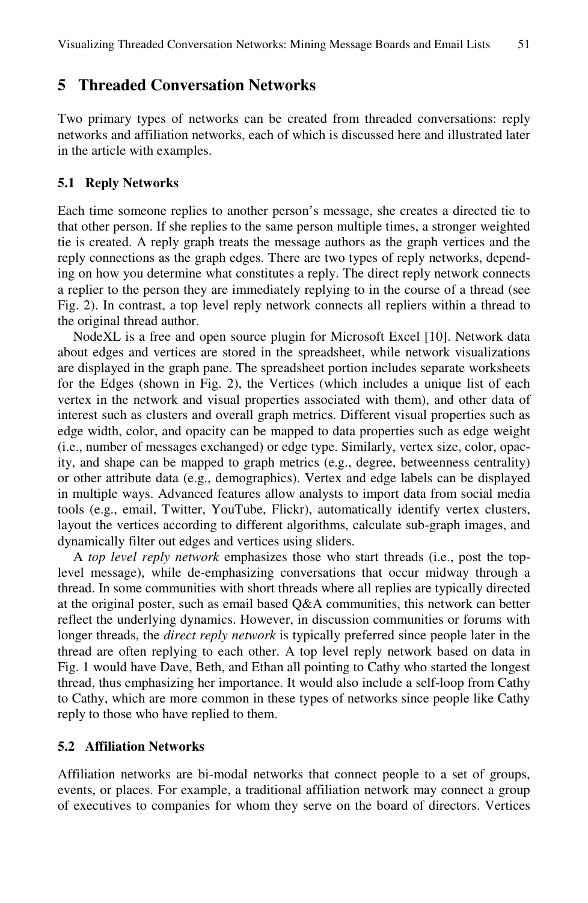## 5 Threaded Conversation Networks

Two primary types of networks can be created from threaded conversations: reply networks and affiliation networks, each of which is discussed here and illustrated later in the article with examples.

### 5.1 Reply Networks

Each time someone replies to another person's message, she creates a directed tie to that other person. If she replies to the same person multiple times, a stronger weighted tie is created. A reply graph treats the message authors as the graph vertices and the reply connections as the graph edges. There are two types of reply networks, depending on how you determine what constitutes a reply. The direct reply network connects a replier to the person they are immediately replying to in the course of a thread (see Fig. 2). In contrast, a top level reply network connects all repliers within a thread to the original thread author.

NodeXL is a free and open source plugin for Microsoft Excel [10]. Network data about edges and vertices are stored in the spreadsheet, while network visualizations are displayed in the graph pane. The spreadsheet portion includes separate worksheets for the Edges (shown in Fig. 2), the Vertices (which includes a unique list of each vertex in the network and visual properties associated with them), and other data of interest such as clusters and overall graph metrics. Different visual properties such as edge width, color, and opacity can be mapped to data properties such as edge weight (i.e., number of messages exchanged) or edge type. Similarly, vertex size, color, opacity, and shape can be mapped to graph metrics (e.g., degree, betweenness centrality) or other attribute data (e.g., demographics). Vertex and edge labels can be displayed in multiple ways. Advanced features allow analysts to import data from social media tools (e.g., email, Twitter, YouTube, Flickr), automatically identify vertex clusters, layout the vertices according to different algorithms, calculate sub-graph images, and dynamically filter out edges and vertices using sliders.

A *top level reply network* emphasizes those who start threads (i.e., post the top-level message), while de-emphasizing conversations that occur midway through a thread. In some communities with short threads where all replies are typically directed at the original poster, such as email based Q&A communities, this network can better reflect the underlying dynamics. However, in discussion communities or forums with longer threads, the *direct reply network* is typically preferred since people later in the thread are often replying to each other. A top level reply network based on data in Fig. 1 would have Dave, Beth, and Ethan all pointing to Cathy who started the longest thread, thus emphasizing her importance. It would also include a self-loop from Cathy to Cathy, which are more common in these types of networks since people like Cathy reply to those who have replied to them.

### 5.2 Affiliation Networks

Affiliation networks are bi-modal networks that connect people to a set of groups, events, or places. For example, a traditional affiliation network may connect a group of executives to companies for whom they serve on the board of directors. Vertices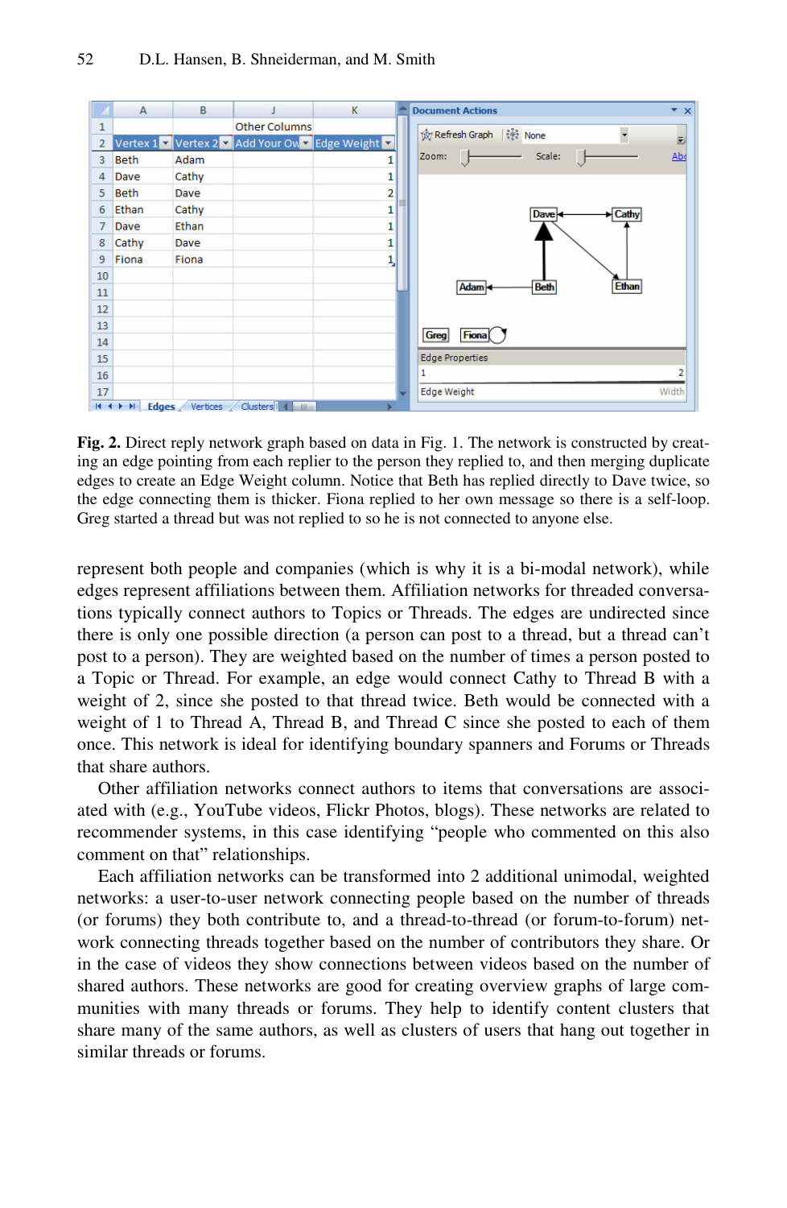**Fig. 2.** Direct reply network graph based on data in Fig. 1. The network is constructed by creating an edge pointing from each replier to the person they replied to, and then merging duplicate edges to create an Edge Weight column. Notice that Beth has replied directly to Dave twice, so the edge connecting them is thicker. Fiona replied to her own message so there is a self-loop. Greg started a thread but was not replied to so he is not connected to anyone else.

represent both people and companies (which is why it is a bi-modal network), while edges represent affiliations between them. Affiliation networks for threaded conversations typically connect authors to Topics or Threads. The edges are undirected since there is only one possible direction (a person can post to a thread, but a thread can't post to a person). They are weighted based on the number of times a person posted to a Topic or Thread. For example, an edge would connect Cathy to Thread B with a weight of 2, since she posted to that thread twice. Beth would be connected with a weight of 1 to Thread A, Thread B, and Thread C since she posted to each of them once. This network is ideal for identifying boundary spanners and Forums or Threads that share authors.

Other affiliation networks connect authors to items that conversations are associated with (e.g., YouTube videos, Flickr Photos, blogs). These networks are related to recommender systems, in this case identifying "people who commented on this also comment on that" relationships.

Each affiliation networks can be transformed into 2 additional unimodal, weighted networks: a user-to-user network connecting people based on the number of threads (or forums) they both contribute to, and a thread-to-thread (or forum-to-forum) network connecting threads together based on the number of contributors they share. Or in the case of videos they show connections between videos based on the number of shared authors. These networks are good for creating overview graphs of large communities with many threads or forums. They help to identify content clusters that share many of the same authors, as well as clusters of users that hang out together in similar threads or forums.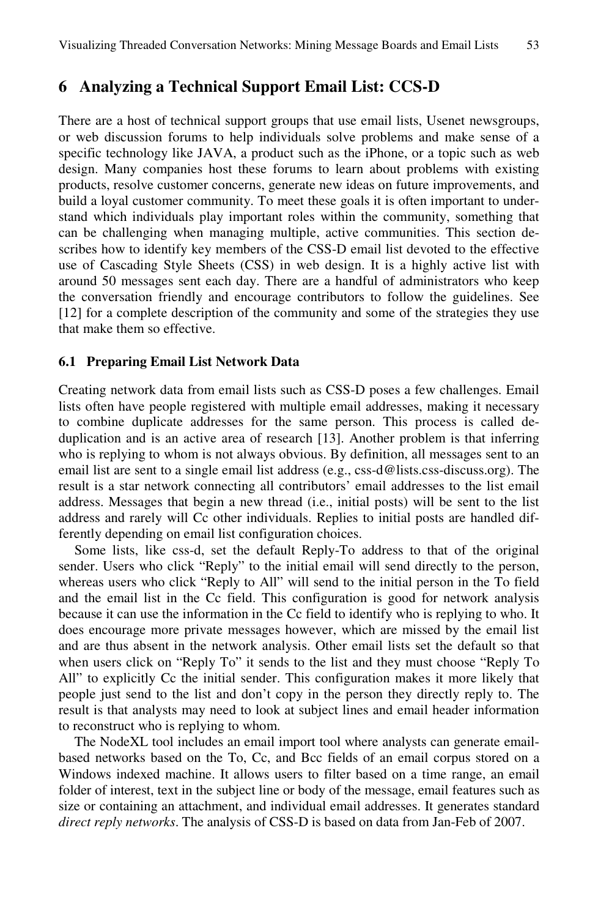## 6 Analyzing a Technical Support Email List: CCS-D

There are a host of technical support groups that use email lists, Usenet newsgroups, or web discussion forums to help individuals solve problems and make sense of a specific technology like JAVA, a product such as the iPhone, or a topic such as web design. Many companies host these forums to learn about problems with existing products, resolve customer concerns, generate new ideas on future improvements, and build a loyal customer community. To meet these goals it is often important to understand which individuals play important roles within the community, something that can be challenging when managing multiple, active communities. This section describes how to identify key members of the CSS-D email list devoted to the effective use of Cascading Style Sheets (CSS) in web design. It is a highly active list with around 50 messages sent each day. There are a handful of administrators who keep the conversation friendly and encourage contributors to follow the guidelines. See [12] for a complete description of the community and some of the strategies they use that make them so effective.

### 6.1 Preparing Email List Network Data

Creating network data from email lists such as CSS-D poses a few challenges. Email lists often have people registered with multiple email addresses, making it necessary to combine duplicate addresses for the same person. This process is called de-duplication and is an active area of research [13]. Another problem is that inferring who is replying to whom is not always obvious. By definition, all messages sent to an email list are sent to a single email list address (e.g., css-d@lists.css-discuss.org). The result is a star network connecting all contributors' email addresses to the list email address. Messages that begin a new thread (i.e., initial posts) will be sent to the list address and rarely will Cc other individuals. Replies to initial posts are handled differently depending on email list configuration choices.

Some lists, like css-d, set the default Reply-To address to that of the original sender. Users who click "Reply" to the initial email will send directly to the person, whereas users who click "Reply to All" will send to the initial person in the To field and the email list in the Cc field. This configuration is good for network analysis because it can use the information in the Cc field to identify who is replying to who. It does encourage more private messages however, which are missed by the email list and are thus absent in the network analysis. Other email lists set the default so that when users click on "Reply To" it sends to the list and they must choose "Reply To All" to explicitly Cc the initial sender. This configuration makes it more likely that people just send to the list and don't copy in the person they directly reply to. The result is that analysts may need to look at subject lines and email header information to reconstruct who is replying to whom.

The NodeXL tool includes an email import tool where analysts can generate email-based networks based on the To, Cc, and Bcc fields of an email corpus stored on a Windows indexed machine. It allows users to filter based on a time range, an email folder of interest, text in the subject line or body of the message, email features such as size or containing an attachment, and individual email addresses. It generates standard *direct reply networks*. The analysis of CSS-D is based on data from Jan-Feb of 2007.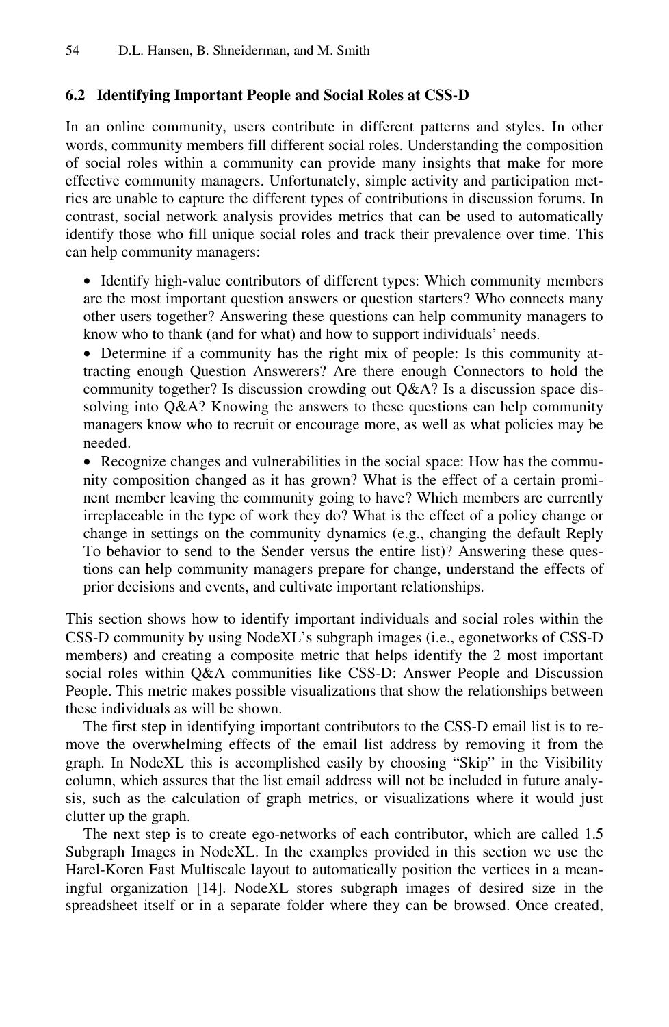### 6.2 Identifying Important People and Social Roles at CSS-D

In an online community, users contribute in different patterns and styles. In other words, community members fill different social roles. Understanding the composition of social roles within a community can provide many insights that make for more effective community managers. Unfortunately, simple activity and participation metrics are unable to capture the different types of contributions in discussion forums. In contrast, social network analysis provides metrics that can be used to automatically identify those who fill unique social roles and track their prevalence over time. This can help community managers:

- Identify high-value contributors of different types: Which community members are the most important question answers or question starters? Who connects many other users together? Answering these questions can help community managers to know who to thank (and for what) and how to support individuals' needs.
- Determine if a community has the right mix of people: Is this community attracting enough Question Answerers? Are there enough Connectors to hold the community together? Is discussion crowding out Q&A? Is a discussion space dissolving into Q&A? Knowing the answers to these questions can help community managers know who to recruit or encourage more, as well as what policies may be needed.
- Recognize changes and vulnerabilities in the social space: How has the community composition changed as it has grown? What is the effect of a certain prominent member leaving the community going to have? Which members are currently irreplaceable in the type of work they do? What is the effect of a policy change or change in settings on the community dynamics (e.g., changing the default Reply To behavior to send to the Sender versus the entire list)? Answering these questions can help community managers prepare for change, understand the effects of prior decisions and events, and cultivate important relationships.

This section shows how to identify important individuals and social roles within the CSS-D community by using NodeXL's subgraph images (i.e., egonetworks of CSS-D members) and creating a composite metric that helps identify the 2 most important social roles within Q&A communities like CSS-D: Answer People and Discussion People. This metric makes possible visualizations that show the relationships between these individuals as will be shown.

The first step in identifying important contributors to the CSS-D email list is to remove the overwhelming effects of the email list address by removing it from the graph. In NodeXL this is accomplished easily by choosing "Skip" in the Visibility column, which assures that the list email address will not be included in future analysis, such as the calculation of graph metrics, or visualizations where it would just clutter up the graph.

The next step is to create ego-networks of each contributor, which are called 1.5 Subgraph Images in NodeXL. In the examples provided in this section we use the Harel-Koren Fast Multiscale layout to automatically position the vertices in a meaningful organization [14]. NodeXL stores subgraph images of desired size in the spreadsheet itself or in a separate folder where they can be browsed. Once created,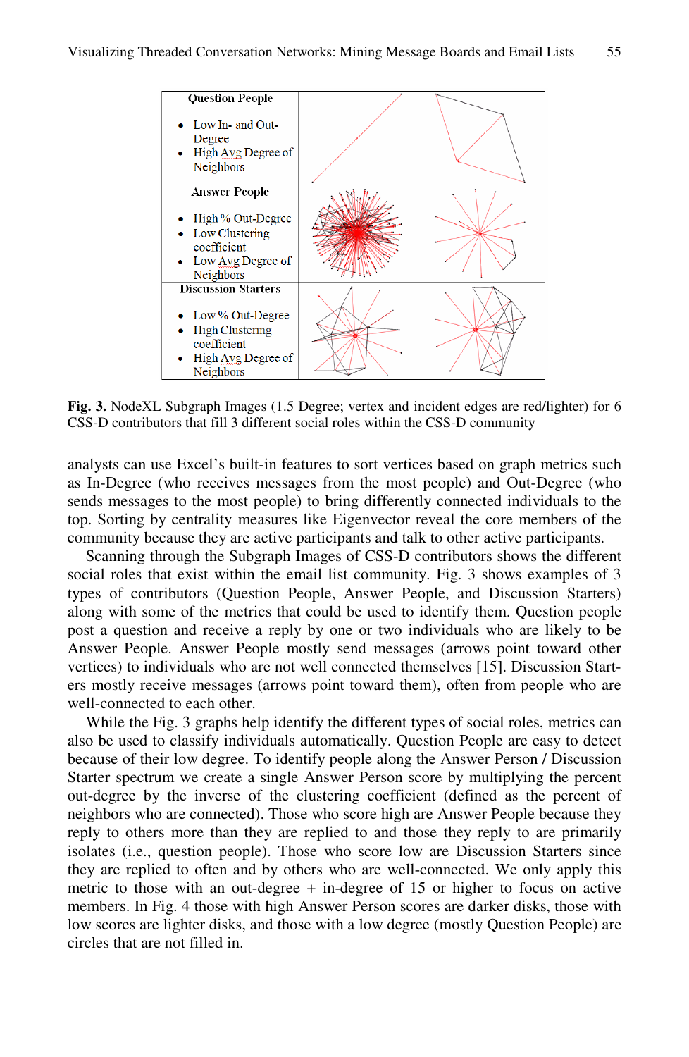| | | |
|---|---|---|
| **Question People**<br>• Low In- and Out-Degree<br>• High Avg Degree of Neighbors | | |
| **Answer People**<br>• High % Out-Degree<br>• Low Clustering coefficient<br>• Low Avg Degree of Neighbors | | |
| **Discussion Starters**<br>• Low % Out-Degree<br>• High Clustering coefficient<br>• High Avg Degree of Neighbors | | |

**Fig. 3.** NodeXL Subgraph Images (1.5 Degree; vertex and incident edges are red/lighter) for 6 CSS-D contributors that fill 3 different social roles within the CSS-D community

analysts can use Excel's built-in features to sort vertices based on graph metrics such as In-Degree (who receives messages from the most people) and Out-Degree (who sends messages to the most people) to bring differently connected individuals to the top. Sorting by centrality measures like Eigenvector reveal the core members of the community because they are active participants and talk to other active participants.

Scanning through the Subgraph Images of CSS-D contributors shows the different social roles that exist within the email list community. Fig. 3 shows examples of 3 types of contributors (Question People, Answer People, and Discussion Starters) along with some of the metrics that could be used to identify them. Question people post a question and receive a reply by one or two individuals who are likely to be Answer People. Answer People mostly send messages (arrows point toward other vertices) to individuals who are not well connected themselves [15]. Discussion Starters mostly receive messages (arrows point toward them), often from people who are well-connected to each other.

While the Fig. 3 graphs help identify the different types of social roles, metrics can also be used to classify individuals automatically. Question People are easy to detect because of their low degree. To identify people along the Answer Person / Discussion Starter spectrum we create a single Answer Person score by multiplying the percent out-degree by the inverse of the clustering coefficient (defined as the percent of neighbors who are connected). Those who score high are Answer People because they reply to others more than they are replied to and those they reply to are primarily isolates (i.e., question people). Those who score low are Discussion Starters since they are replied to often and by others who are well-connected. We only apply this metric to those with an out-degree + in-degree of 15 or higher to focus on active members. In Fig. 4 those with high Answer Person scores are darker disks, those with low scores are lighter disks, and those with a low degree (mostly Question People) are circles that are not filled in.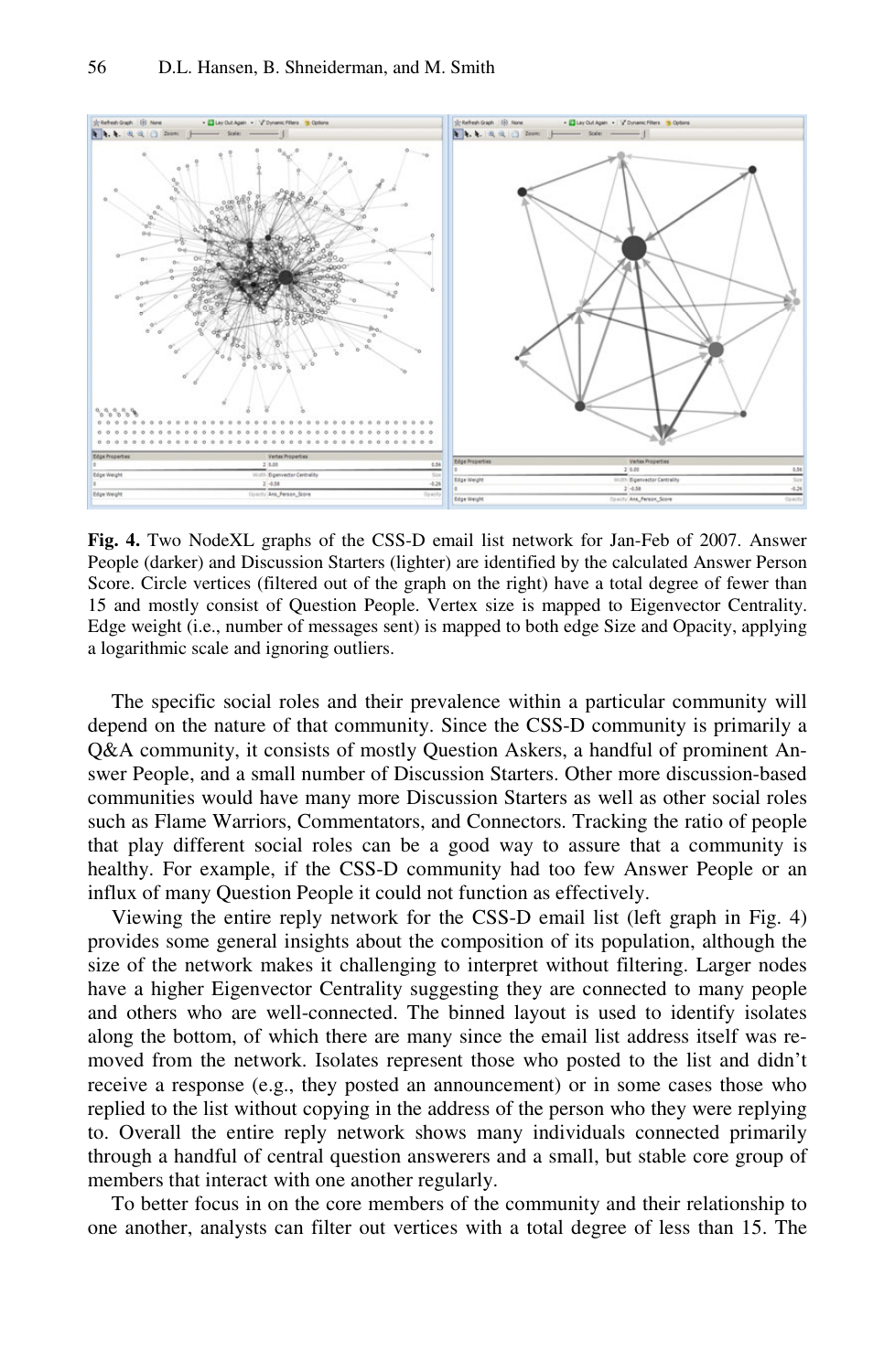**Fig. 4.** Two NodeXL graphs of the CSS-D email list network for Jan-Feb of 2007. Answer People (darker) and Discussion Starters (lighter) are identified by the calculated Answer Person Score. Circle vertices (filtered out of the graph on the right) have a total degree of fewer than 15 and mostly consist of Question People. Vertex size is mapped to Eigenvector Centrality. Edge weight (i.e., number of messages sent) is mapped to both edge Size and Opacity, applying a logarithmic scale and ignoring outliers.

The specific social roles and their prevalence within a particular community will depend on the nature of that community. Since the CSS-D community is primarily a Q&A community, it consists of mostly Question Askers, a handful of prominent Answer People, and a small number of Discussion Starters. Other more discussion-based communities would have many more Discussion Starters as well as other social roles such as Flame Warriors, Commentators, and Connectors. Tracking the ratio of people that play different social roles can be a good way to assure that a community is healthy. For example, if the CSS-D community had too few Answer People or an influx of many Question People it could not function as effectively.

Viewing the entire reply network for the CSS-D email list (left graph in Fig. 4) provides some general insights about the composition of its population, although the size of the network makes it challenging to interpret without filtering. Larger nodes have a higher Eigenvector Centrality suggesting they are connected to many people and others who are well-connected. The binned layout is used to identify isolates along the bottom, of which there are many since the email list address itself was removed from the network. Isolates represent those who posted to the list and didn't receive a response (e.g., they posted an announcement) or in some cases those who replied to the list without copying in the address of the person who they were replying to. Overall the entire reply network shows many individuals connected primarily through a handful of central question answerers and a small, but stable core group of members that interact with one another regularly.

To better focus in on the core members of the community and their relationship to one another, analysts can filter out vertices with a total degree of less than 15. The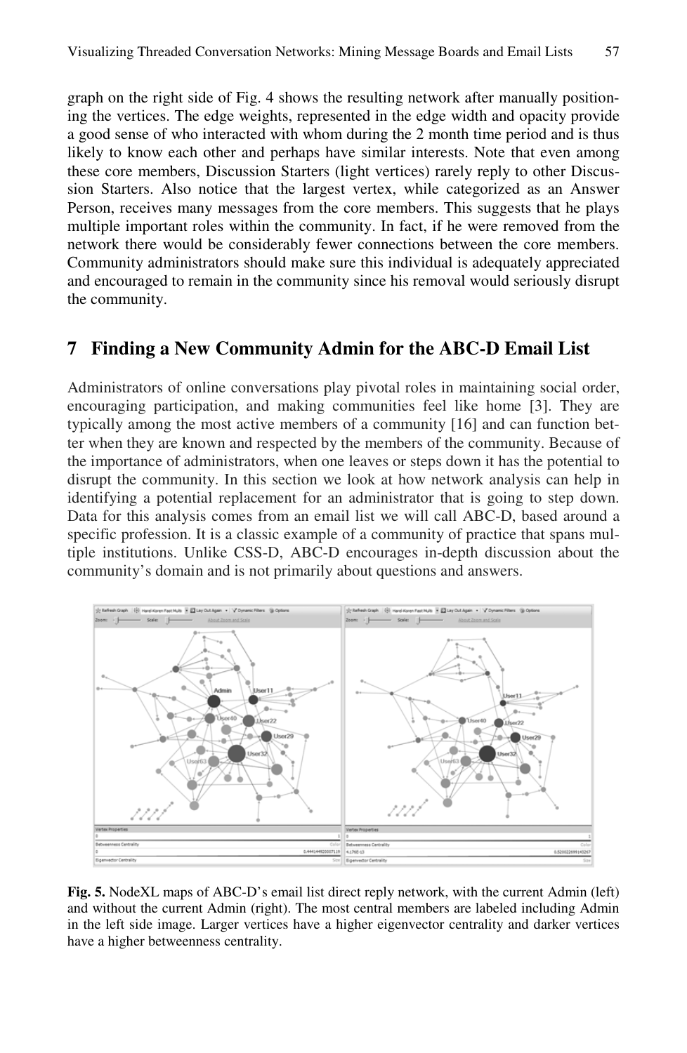graph on the right side of Fig. 4 shows the resulting network after manually positioning the vertices. The edge weights, represented in the edge width and opacity provide a good sense of who interacted with whom during the 2 month time period and is thus likely to know each other and perhaps have similar interests. Note that even among these core members, Discussion Starters (light vertices) rarely reply to other Discussion Starters. Also notice that the largest vertex, while categorized as an Answer Person, receives many messages from the core members. This suggests that he plays multiple important roles within the community. In fact, if he were removed from the network there would be considerably fewer connections between the core members. Community administrators should make sure this individual is adequately appreciated and encouraged to remain in the community since his removal would seriously disrupt the community.

## 7 Finding a New Community Admin for the ABC-D Email List

Administrators of online conversations play pivotal roles in maintaining social order, encouraging participation, and making communities feel like home [3]. They are typically among the most active members of a community [16] and can function better when they are known and respected by the members of the community. Because of the importance of administrators, when one leaves or steps down it has the potential to disrupt the community. In this section we look at how network analysis can help in identifying a potential replacement for an administrator that is going to step down. Data for this analysis comes from an email list we will call ABC-D, based around a specific profession. It is a classic example of a community of practice that spans multiple institutions. Unlike CSS-D, ABC-D encourages in-depth discussion about the community's domain and is not primarily about questions and answers.

**Fig. 5.** NodeXL maps of ABC-D's email list direct reply network, with the current Admin (left) and without the current Admin (right). The most central members are labeled including Admin in the left side image. Larger vertices have a higher eigenvector centrality and darker vertices have a higher betweenness centrality.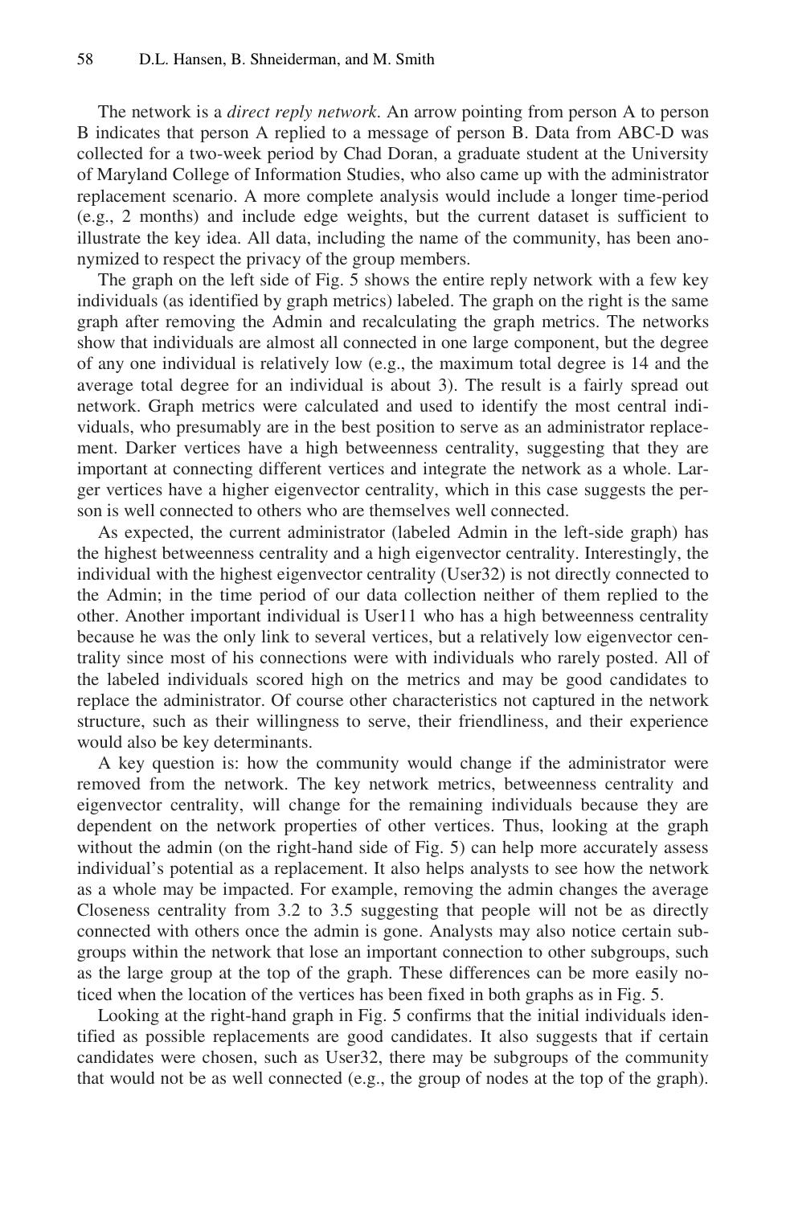The network is a *direct reply network*. An arrow pointing from person A to person B indicates that person A replied to a message of person B. Data from ABC-D was collected for a two-week period by Chad Doran, a graduate student at the University of Maryland College of Information Studies, who also came up with the administrator replacement scenario. A more complete analysis would include a longer time-period (e.g., 2 months) and include edge weights, but the current dataset is sufficient to illustrate the key idea. All data, including the name of the community, has been anonymized to respect the privacy of the group members.

The graph on the left side of Fig. 5 shows the entire reply network with a few key individuals (as identified by graph metrics) labeled. The graph on the right is the same graph after removing the Admin and recalculating the graph metrics. The networks show that individuals are almost all connected in one large component, but the degree of any one individual is relatively low (e.g., the maximum total degree is 14 and the average total degree for an individual is about 3). The result is a fairly spread out network. Graph metrics were calculated and used to identify the most central individuals, who presumably are in the best position to serve as an administrator replacement. Darker vertices have a high betweenness centrality, suggesting that they are important at connecting different vertices and integrate the network as a whole. Larger vertices have a higher eigenvector centrality, which in this case suggests the person is well connected to others who are themselves well connected.

As expected, the current administrator (labeled Admin in the left-side graph) has the highest betweenness centrality and a high eigenvector centrality. Interestingly, the individual with the highest eigenvector centrality (User32) is not directly connected to the Admin; in the time period of our data collection neither of them replied to the other. Another important individual is User11 who has a high betweenness centrality because he was the only link to several vertices, but a relatively low eigenvector centrality since most of his connections were with individuals who rarely posted. All of the labeled individuals scored high on the metrics and may be good candidates to replace the administrator. Of course other characteristics not captured in the network structure, such as their willingness to serve, their friendliness, and their experience would also be key determinants.

A key question is: how the community would change if the administrator were removed from the network. The key network metrics, betweenness centrality and eigenvector centrality, will change for the remaining individuals because they are dependent on the network properties of other vertices. Thus, looking at the graph without the admin (on the right-hand side of Fig. 5) can help more accurately assess individual's potential as a replacement. It also helps analysts to see how the network as a whole may be impacted. For example, removing the admin changes the average Closeness centrality from 3.2 to 3.5 suggesting that people will not be as directly connected with others once the admin is gone. Analysts may also notice certain subgroups within the network that lose an important connection to other subgroups, such as the large group at the top of the graph. These differences can be more easily noticed when the location of the vertices has been fixed in both graphs as in Fig. 5.

Looking at the right-hand graph in Fig. 5 confirms that the initial individuals identified as possible replacements are good candidates. It also suggests that if certain candidates were chosen, such as User32, there may be subgroups of the community that would not be as well connected (e.g., the group of nodes at the top of the graph).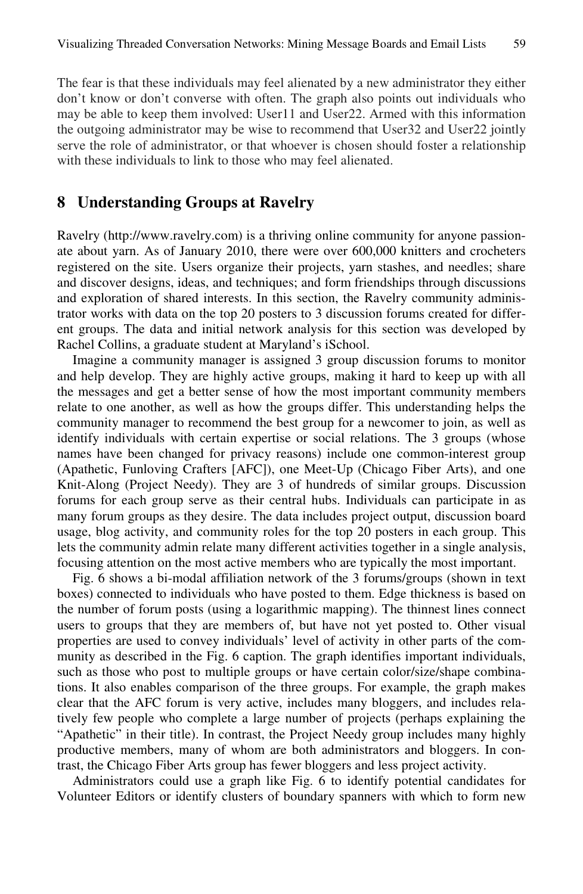The fear is that these individuals may feel alienated by a new administrator they either don't know or don't converse with often. The graph also points out individuals who may be able to keep them involved: User11 and User22. Armed with this information the outgoing administrator may be wise to recommend that User32 and User22 jointly serve the role of administrator, or that whoever is chosen should foster a relationship with these individuals to link to those who may feel alienated.

## 8 Understanding Groups at Ravelry

Ravelry (http://www.ravelry.com) is a thriving online community for anyone passionate about yarn. As of January 2010, there were over 600,000 knitters and crocheters registered on the site. Users organize their projects, yarn stashes, and needles; share and discover designs, ideas, and techniques; and form friendships through discussions and exploration of shared interests. In this section, the Ravelry community administrator works with data on the top 20 posters to 3 discussion forums created for different groups. The data and initial network analysis for this section was developed by Rachel Collins, a graduate student at Maryland's iSchool.

Imagine a community manager is assigned 3 group discussion forums to monitor and help develop. They are highly active groups, making it hard to keep up with all the messages and get a better sense of how the most important community members relate to one another, as well as how the groups differ. This understanding helps the community manager to recommend the best group for a newcomer to join, as well as identify individuals with certain expertise or social relations. The 3 groups (whose names have been changed for privacy reasons) include one common-interest group (Apathetic, Funloving Crafters [AFC]), one Meet-Up (Chicago Fiber Arts), and one Knit-Along (Project Needy). They are 3 of hundreds of similar groups. Discussion forums for each group serve as their central hubs. Individuals can participate in as many forum groups as they desire. The data includes project output, discussion board usage, blog activity, and community roles for the top 20 posters in each group. This lets the community admin relate many different activities together in a single analysis, focusing attention on the most active members who are typically the most important.

Fig. 6 shows a bi-modal affiliation network of the 3 forums/groups (shown in text boxes) connected to individuals who have posted to them. Edge thickness is based on the number of forum posts (using a logarithmic mapping). The thinnest lines connect users to groups that they are members of, but have not yet posted to. Other visual properties are used to convey individuals' level of activity in other parts of the community as described in the Fig. 6 caption. The graph identifies important individuals, such as those who post to multiple groups or have certain color/size/shape combinations. It also enables comparison of the three groups. For example, the graph makes clear that the AFC forum is very active, includes many bloggers, and includes relatively few people who complete a large number of projects (perhaps explaining the "Apathetic" in their title). In contrast, the Project Needy group includes many highly productive members, many of whom are both administrators and bloggers. In contrast, the Chicago Fiber Arts group has fewer bloggers and less project activity.

Administrators could use a graph like Fig. 6 to identify potential candidates for Volunteer Editors or identify clusters of boundary spanners with which to form new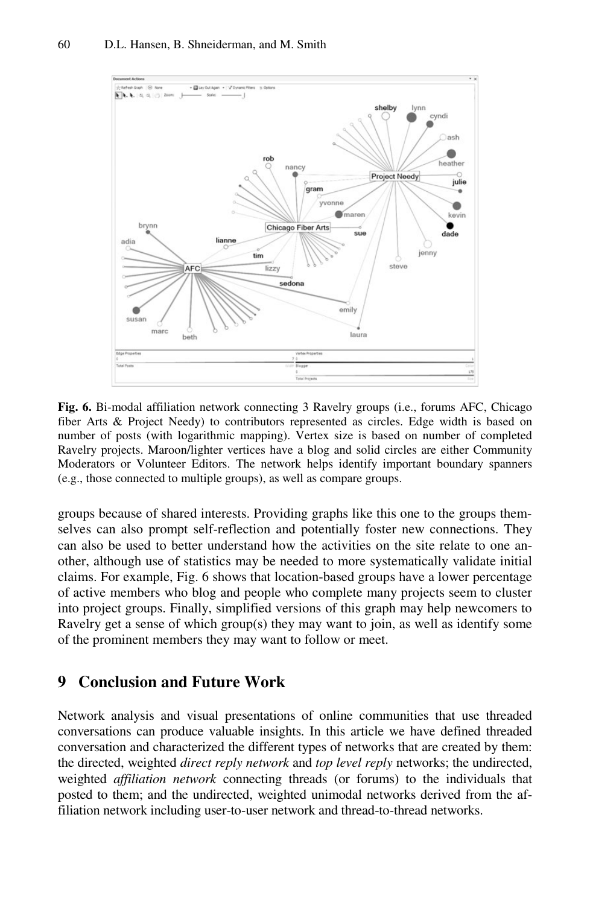**Fig. 6.** Bi-modal affiliation network connecting 3 Ravelry groups (i.e., forums AFC, Chicago fiber Arts & Project Needy) to contributors represented as circles. Edge width is based on number of posts (with logarithmic mapping). Vertex size is based on number of completed Ravelry projects. Maroon/lighter vertices have a blog and solid circles are either Community Moderators or Volunteer Editors. The network helps identify important boundary spanners (e.g., those connected to multiple groups), as well as compare groups.

groups because of shared interests. Providing graphs like this one to the groups themselves can also prompt self-reflection and potentially foster new connections. They can also be used to better understand how the activities on the site relate to one another, although use of statistics may be needed to more systematically validate initial claims. For example, Fig. 6 shows that location-based groups have a lower percentage of active members who blog and people who complete many projects seem to cluster into project groups. Finally, simplified versions of this graph may help newcomers to Ravelry get a sense of which group(s) they may want to join, as well as identify some of the prominent members they may want to follow or meet.

## 9 Conclusion and Future Work

Network analysis and visual presentations of online communities that use threaded conversations can produce valuable insights. In this article we have defined threaded conversation and characterized the different types of networks that are created by them: the directed, weighted *direct reply network* and *top level reply* networks; the undirected, weighted *affiliation network* connecting threads (or forums) to the individuals that posted to them; and the undirected, weighted unimodal networks derived from the affiliation network including user-to-user network and thread-to-thread networks.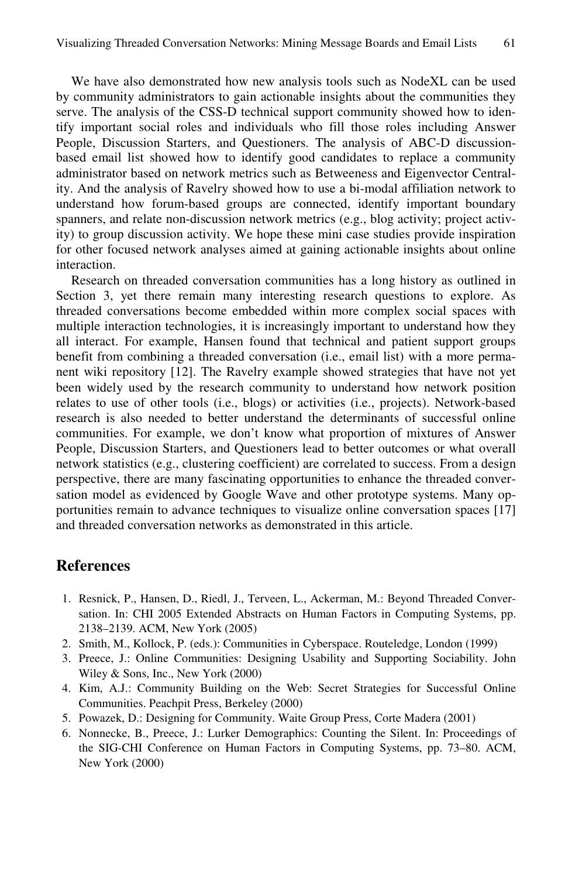We have also demonstrated how new analysis tools such as NodeXL can be used by community administrators to gain actionable insights about the communities they serve. The analysis of the CSS-D technical support community showed how to identify important social roles and individuals who fill those roles including Answer People, Discussion Starters, and Questioners. The analysis of ABC-D discussion-based email list showed how to identify good candidates to replace a community administrator based on network metrics such as Betweeness and Eigenvector Centrality. And the analysis of Ravelry showed how to use a bi-modal affiliation network to understand how forum-based groups are connected, identify important boundary spanners, and relate non-discussion network metrics (e.g., blog activity; project activity) to group discussion activity. We hope these mini case studies provide inspiration for other focused network analyses aimed at gaining actionable insights about online interaction.

Research on threaded conversation communities has a long history as outlined in Section 3, yet there remain many interesting research questions to explore. As threaded conversations become embedded within more complex social spaces with multiple interaction technologies, it is increasingly important to understand how they all interact. For example, Hansen found that technical and patient support groups benefit from combining a threaded conversation (i.e., email list) with a more permanent wiki repository [12]. The Ravelry example showed strategies that have not yet been widely used by the research community to understand how network position relates to use of other tools (i.e., blogs) or activities (i.e., projects). Network-based research is also needed to better understand the determinants of successful online communities. For example, we don't know what proportion of mixtures of Answer People, Discussion Starters, and Questioners lead to better outcomes or what overall network statistics (e.g., clustering coefficient) are correlated to success. From a design perspective, there are many fascinating opportunities to enhance the threaded conversation model as evidenced by Google Wave and other prototype systems. Many opportunities remain to advance techniques to visualize online conversation spaces [17] and threaded conversation networks as demonstrated in this article.

## References

1. Resnick, P., Hansen, D., Riedl, J., Terveen, L., Ackerman, M.: Beyond Threaded Conversation. In: CHI 2005 Extended Abstracts on Human Factors in Computing Systems, pp. 2138–2139. ACM, New York (2005)
2. Smith, M., Kollock, P. (eds.): Communities in Cyberspace. Routeledge, London (1999)
3. Preece, J.: Online Communities: Designing Usability and Supporting Sociability. John Wiley & Sons, Inc., New York (2000)
4. Kim, A.J.: Community Building on the Web: Secret Strategies for Successful Online Communities. Peachpit Press, Berkeley (2000)
5. Powazek, D.: Designing for Community. Waite Group Press, Corte Madera (2001)
6. Nonnecke, B., Preece, J.: Lurker Demographics: Counting the Silent. In: Proceedings of the SIG-CHI Conference on Human Factors in Computing Systems, pp. 73–80. ACM, New York (2000)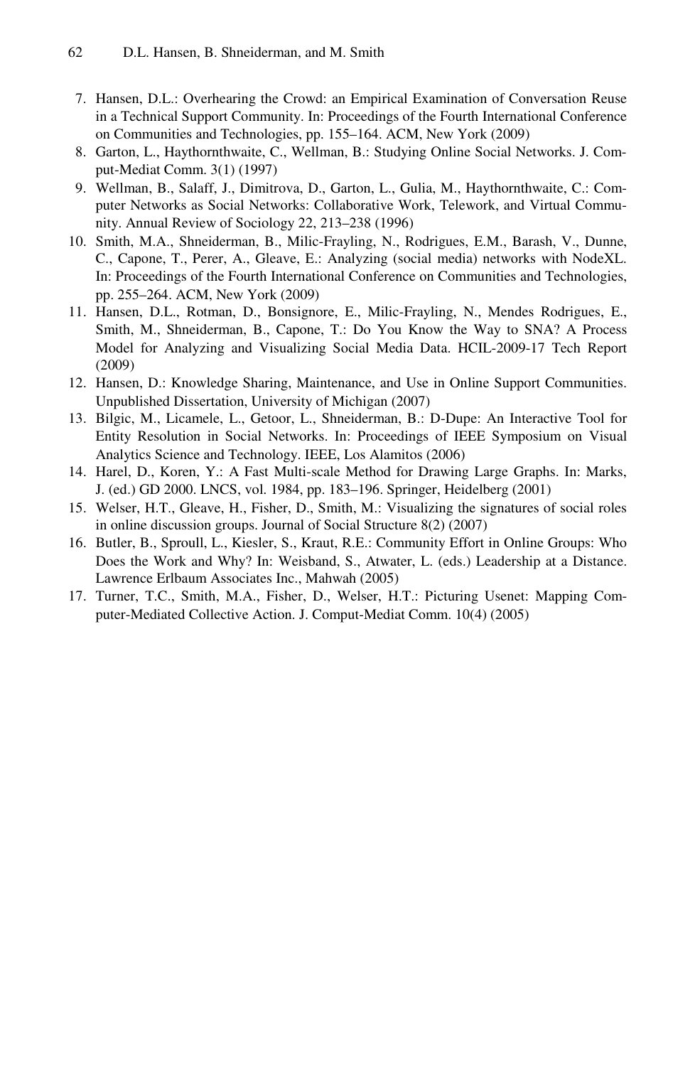7. Hansen, D.L.: Overhearing the Crowd: an Empirical Examination of Conversation Reuse in a Technical Support Community. In: Proceedings of the Fourth International Conference on Communities and Technologies, pp. 155–164. ACM, New York (2009)
8. Garton, L., Haythornthwaite, C., Wellman, B.: Studying Online Social Networks. J. Comput-Mediat Comm. 3(1) (1997)
9. Wellman, B., Salaff, J., Dimitrova, D., Garton, L., Gulia, M., Haythornthwaite, C.: Computer Networks as Social Networks: Collaborative Work, Telework, and Virtual Community. Annual Review of Sociology 22, 213–238 (1996)
10. Smith, M.A., Shneiderman, B., Milic-Frayling, N., Rodrigues, E.M., Barash, V., Dunne, C., Capone, T., Perer, A., Gleave, E.: Analyzing (social media) networks with NodeXL. In: Proceedings of the Fourth International Conference on Communities and Technologies, pp. 255–264. ACM, New York (2009)
11. Hansen, D.L., Rotman, D., Bonsignore, E., Milic-Frayling, N., Mendes Rodrigues, E., Smith, M., Shneiderman, B., Capone, T.: Do You Know the Way to SNA? A Process Model for Analyzing and Visualizing Social Media Data. HCIL-2009-17 Tech Report (2009)
12. Hansen, D.: Knowledge Sharing, Maintenance, and Use in Online Support Communities. Unpublished Dissertation, University of Michigan (2007)
13. Bilgic, M., Licamele, L., Getoor, L., Shneiderman, B.: D-Dupe: An Interactive Tool for Entity Resolution in Social Networks. In: Proceedings of IEEE Symposium on Visual Analytics Science and Technology. IEEE, Los Alamitos (2006)
14. Harel, D., Koren, Y.: A Fast Multi-scale Method for Drawing Large Graphs. In: Marks, J. (ed.) GD 2000. LNCS, vol. 1984, pp. 183–196. Springer, Heidelberg (2001)
15. Welser, H.T., Gleave, H., Fisher, D., Smith, M.: Visualizing the signatures of social roles in online discussion groups. Journal of Social Structure 8(2) (2007)
16. Butler, B., Sproull, L., Kiesler, S., Kraut, R.E.: Community Effort in Online Groups: Who Does the Work and Why? In: Weisband, S., Atwater, L. (eds.) Leadership at a Distance. Lawrence Erlbaum Associates Inc., Mahwah (2005)
17. Turner, T.C., Smith, M.A., Fisher, D., Welser, H.T.: Picturing Usenet: Mapping Computer-Mediated Collective Action. J. Comput-Mediat Comm. 10(4) (2005)